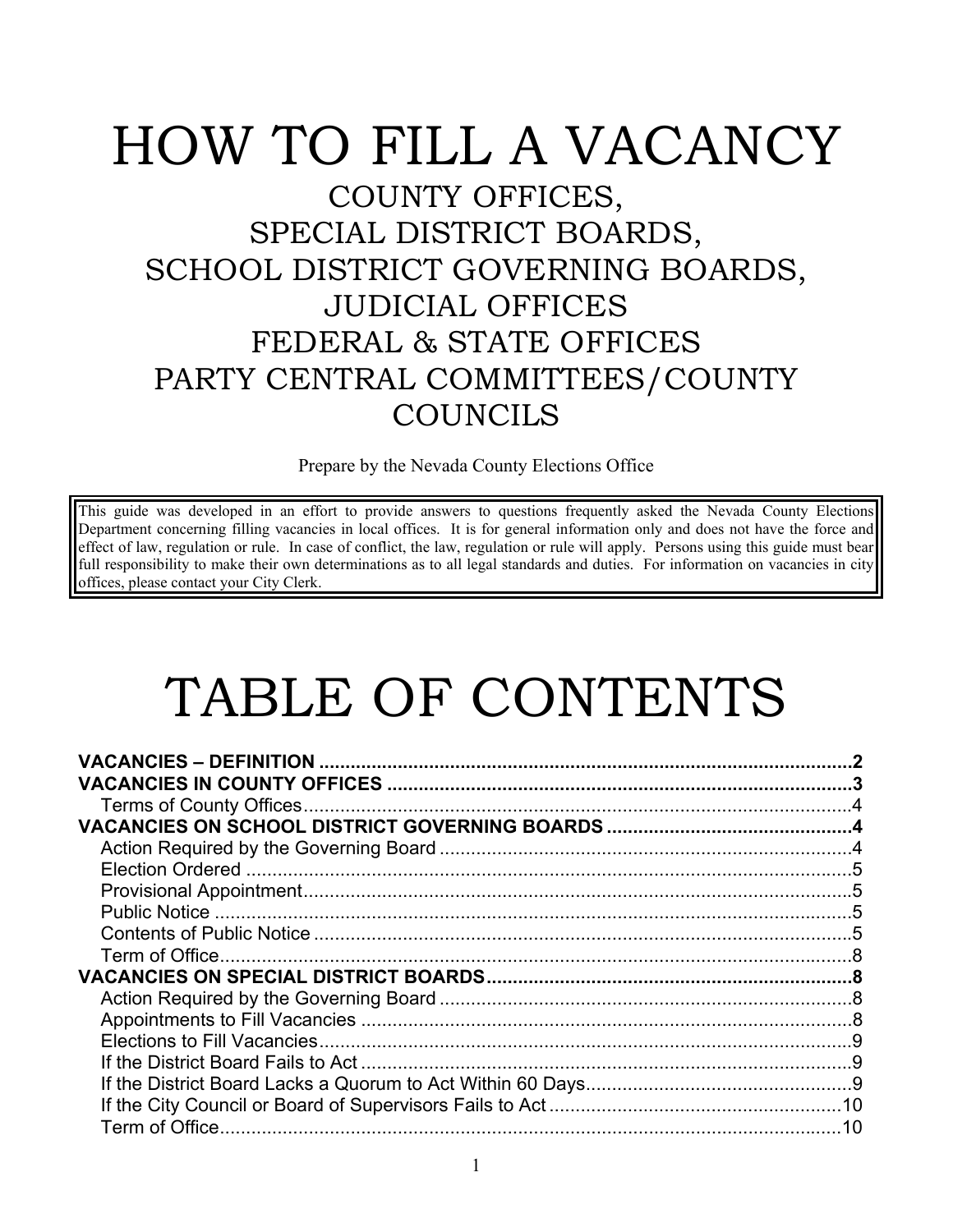# HOW TO FILL A VACANCY

## COUNTY OFFICES,
## SPECIAL DISTRICT BOARDS,
## SCHOOL DISTRICT GOVERNING BOARDS,
## JUDICIAL OFFICES
## FEDERAL & STATE OFFICES
## PARTY CENTRAL COMMITTEES/COUNTY COUNCILS

Prepare by the Nevada County Elections Office

> This guide was developed in an effort to provide answers to questions frequently asked the Nevada County Elections Department concerning filling vacancies in local offices. It is for general information only and does not have the force and effect of law, regulation or rule. In case of conflict, the law, regulation or rule will apply. Persons using this guide must bear full responsibility to make their own determinations as to all legal standards and duties. For information on vacancies in city offices, please contact your City Clerk.

# TABLE OF CONTENTS

**VACANCIES – DEFINITION** .......... **2**

**VACANCIES IN COUNTY OFFICES** .......... **3**

- Terms of County Offices .......... 4

**VACANCIES ON SCHOOL DISTRICT GOVERNING BOARDS** .......... **4**

- Action Required by the Governing Board .......... 4
- Election Ordered .......... 5
- Provisional Appointment .......... 5
- Public Notice .......... 5
- Contents of Public Notice .......... 5
- Term of Office .......... 8

**VACANCIES ON SPECIAL DISTRICT BOARDS** .......... **8**

- Action Required by the Governing Board .......... 8
- Appointments to Fill Vacancies .......... 8
- Elections to Fill Vacancies .......... 9
- If the District Board Fails to Act .......... 9
- If the District Board Lacks a Quorum to Act Within 60 Days .......... 9
- If the City Council or Board of Supervisors Fails to Act .......... 10
- Term of Office .......... 10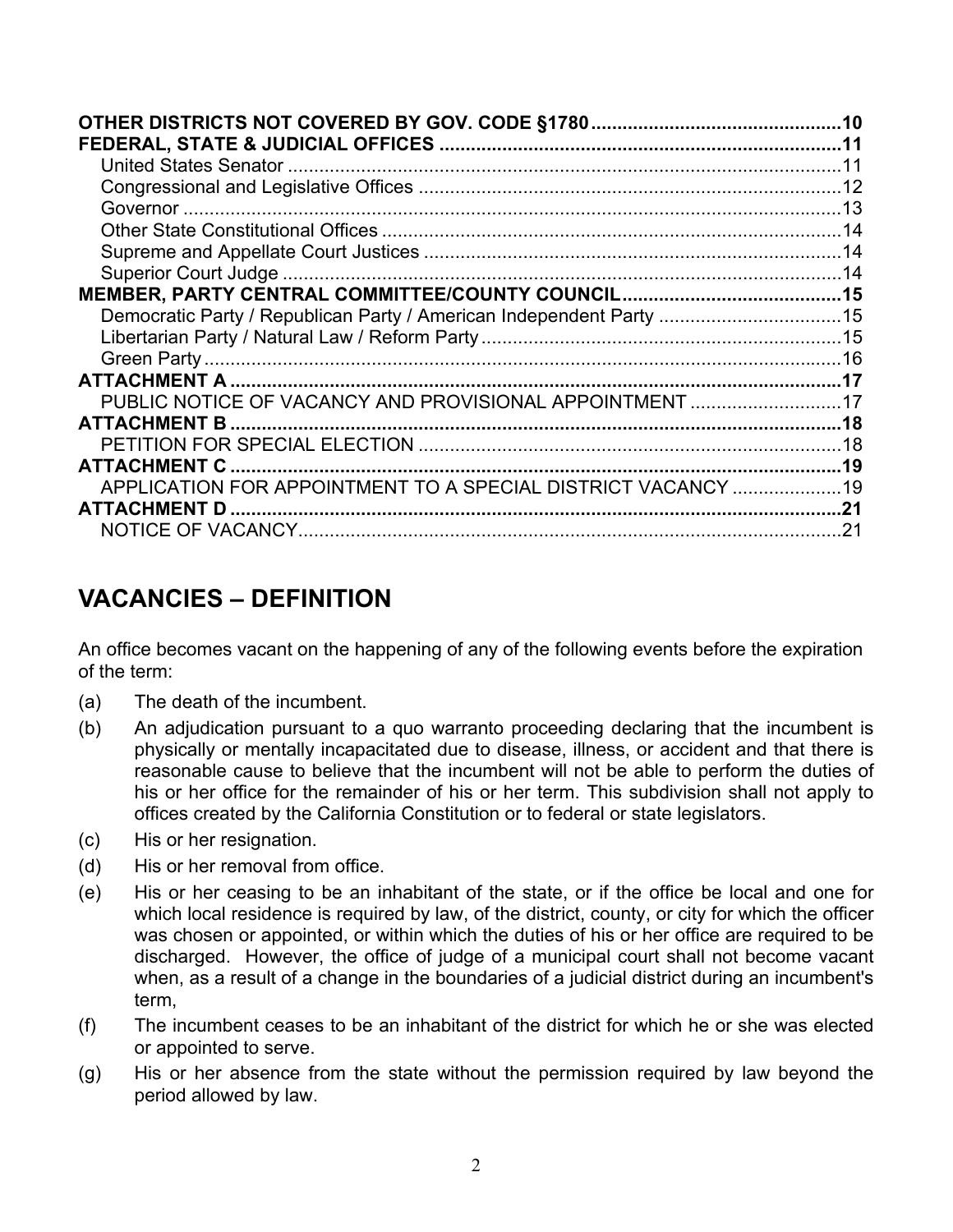**OTHER DISTRICTS NOT COVERED BY GOV. CODE §1780** ............................................... **10**
**FEDERAL, STATE & JUDICIAL OFFICES** ............................................................................. **11**
  United States Senator ............................................................................................ 11
  Congressional and Legislative Offices .................................................................. 12
  Governor ................................................................................................................ 13
  Other State Constitutional Offices ......................................................................... 14
  Supreme and Appellate Court Justices .................................................................. 14
  Superior Court Judge ............................................................................................. 14
**MEMBER, PARTY CENTRAL COMMITTEE/COUNTY COUNCIL** .......................................... **15**
  Democratic Party / Republican Party / American Independent Party .................................... 15
  Libertarian Party / Natural Law / Reform Party ...................................................................... 15
  Green Party ........................................................................................................... 16
**ATTACHMENT A** ..................................................................................................... **17**
  PUBLIC NOTICE OF VACANCY AND PROVISIONAL APPOINTMENT ............................. 17
**ATTACHMENT B** ..................................................................................................... **18**
  PETITION FOR SPECIAL ELECTION ................................................................................. 18
**ATTACHMENT C** ..................................................................................................... **19**
  APPLICATION FOR APPOINTMENT TO A SPECIAL DISTRICT VACANCY ...................... 19
**ATTACHMENT D** ..................................................................................................... **21**
  NOTICE OF VACANCY.......................................................................................................... 21

# VACANCIES – DEFINITION

An office becomes vacant on the happening of any of the following events before the expiration of the term:

(a) The death of the incumbent.

(b) An adjudication pursuant to a quo warranto proceeding declaring that the incumbent is physically or mentally incapacitated due to disease, illness, or accident and that there is reasonable cause to believe that the incumbent will not be able to perform the duties of his or her office for the remainder of his or her term. This subdivision shall not apply to offices created by the California Constitution or to federal or state legislators.

(c) His or her resignation.

(d) His or her removal from office.

(e) His or her ceasing to be an inhabitant of the state, or if the office be local and one for which local residence is required by law, of the district, county, or city for which the officer was chosen or appointed, or within which the duties of his or her office are required to be discharged. However, the office of judge of a municipal court shall not become vacant when, as a result of a change in the boundaries of a judicial district during an incumbent's term,

(f) The incumbent ceases to be an inhabitant of the district for which he or she was elected or appointed to serve.

(g) His or her absence from the state without the permission required by law beyond the period allowed by law.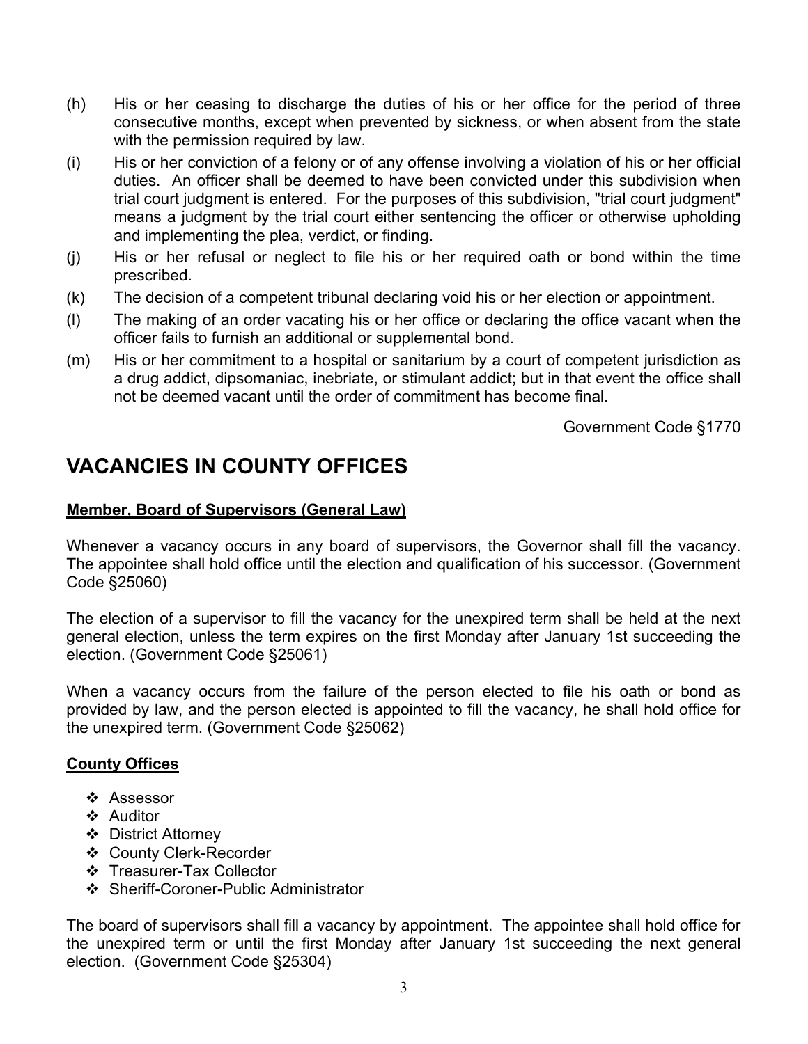(h) His or her ceasing to discharge the duties of his or her office for the period of three consecutive months, except when prevented by sickness, or when absent from the state with the permission required by law.

(i) His or her conviction of a felony or of any offense involving a violation of his or her official duties. An officer shall be deemed to have been convicted under this subdivision when trial court judgment is entered. For the purposes of this subdivision, "trial court judgment" means a judgment by the trial court either sentencing the officer or otherwise upholding and implementing the plea, verdict, or finding.

(j) His or her refusal or neglect to file his or her required oath or bond within the time prescribed.

(k) The decision of a competent tribunal declaring void his or her election or appointment.

(l) The making of an order vacating his or her office or declaring the office vacant when the officer fails to furnish an additional or supplemental bond.

(m) His or her commitment to a hospital or sanitarium by a court of competent jurisdiction as a drug addict, dipsomaniac, inebriate, or stimulant addict; but in that event the office shall not be deemed vacant until the order of commitment has become final.

Government Code §1770

# VACANCIES IN COUNTY OFFICES

**Member, Board of Supervisors (General Law)**

Whenever a vacancy occurs in any board of supervisors, the Governor shall fill the vacancy. The appointee shall hold office until the election and qualification of his successor. (Government Code §25060)

The election of a supervisor to fill the vacancy for the unexpired term shall be held at the next general election, unless the term expires on the first Monday after January 1st succeeding the election. (Government Code §25061)

When a vacancy occurs from the failure of the person elected to file his oath or bond as provided by law, and the person elected is appointed to fill the vacancy, he shall hold office for the unexpired term. (Government Code §25062)

**County Offices**

- Assessor
- Auditor
- District Attorney
- County Clerk-Recorder
- Treasurer-Tax Collector
- Sheriff-Coroner-Public Administrator

The board of supervisors shall fill a vacancy by appointment. The appointee shall hold office for the unexpired term or until the first Monday after January 1st succeeding the next general election. (Government Code §25304)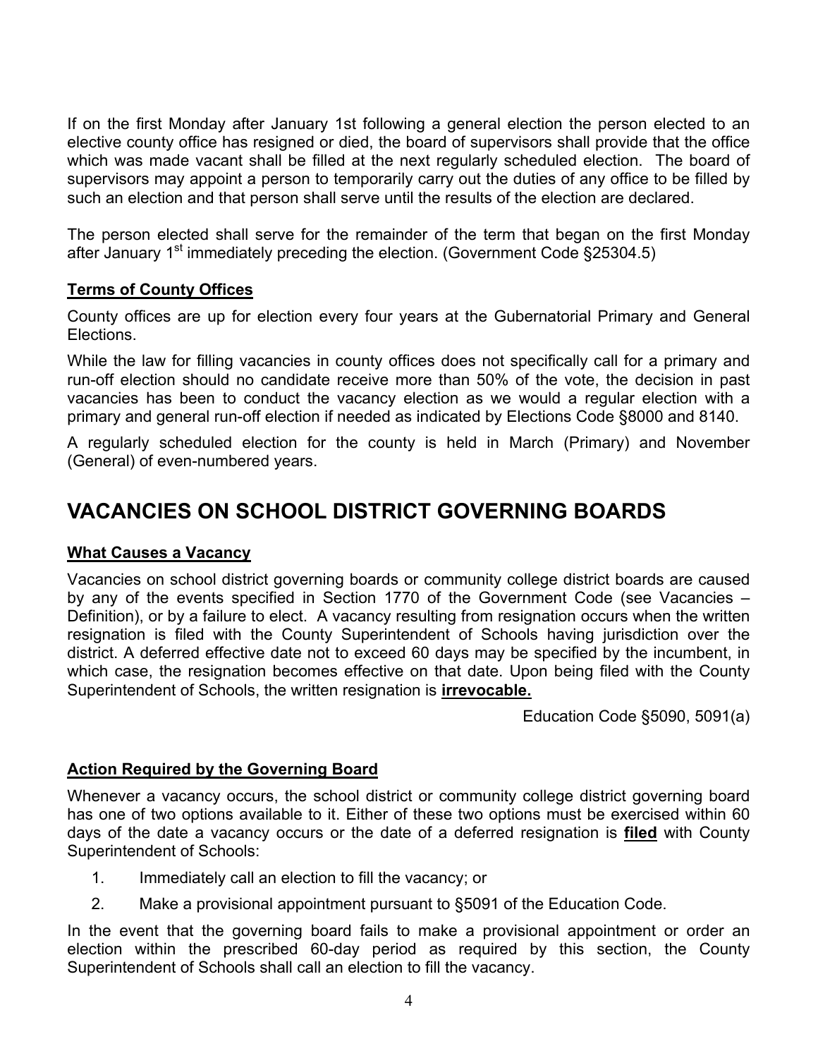If on the first Monday after January 1st following a general election the person elected to an elective county office has resigned or died, the board of supervisors shall provide that the office which was made vacant shall be filled at the next regularly scheduled election. The board of supervisors may appoint a person to temporarily carry out the duties of any office to be filled by such an election and that person shall serve until the results of the election are declared.

The person elected shall serve for the remainder of the term that began on the first Monday after January 1st immediately preceding the election. (Government Code §25304.5)

### **Terms of County Offices**

County offices are up for election every four years at the Gubernatorial Primary and General Elections.

While the law for filling vacancies in county offices does not specifically call for a primary and run-off election should no candidate receive more than 50% of the vote, the decision in past vacancies has been to conduct the vacancy election as we would a regular election with a primary and general run-off election if needed as indicated by Elections Code §8000 and 8140.

A regularly scheduled election for the county is held in March (Primary) and November (General) of even-numbered years.

## VACANCIES ON SCHOOL DISTRICT GOVERNING BOARDS

### **What Causes a Vacancy**

Vacancies on school district governing boards or community college district boards are caused by any of the events specified in Section 1770 of the Government Code (see Vacancies – Definition), or by a failure to elect. A vacancy resulting from resignation occurs when the written resignation is filed with the County Superintendent of Schools having jurisdiction over the district. A deferred effective date not to exceed 60 days may be specified by the incumbent, in which case, the resignation becomes effective on that date. Upon being filed with the County Superintendent of Schools, the written resignation is **irrevocable.**

Education Code §5090, 5091(a)

### **Action Required by the Governing Board**

Whenever a vacancy occurs, the school district or community college district governing board has one of two options available to it. Either of these two options must be exercised within 60 days of the date a vacancy occurs or the date of a deferred resignation is **filed** with County Superintendent of Schools:

1. Immediately call an election to fill the vacancy; or
2. Make a provisional appointment pursuant to §5091 of the Education Code.

In the event that the governing board fails to make a provisional appointment or order an election within the prescribed 60-day period as required by this section, the County Superintendent of Schools shall call an election to fill the vacancy.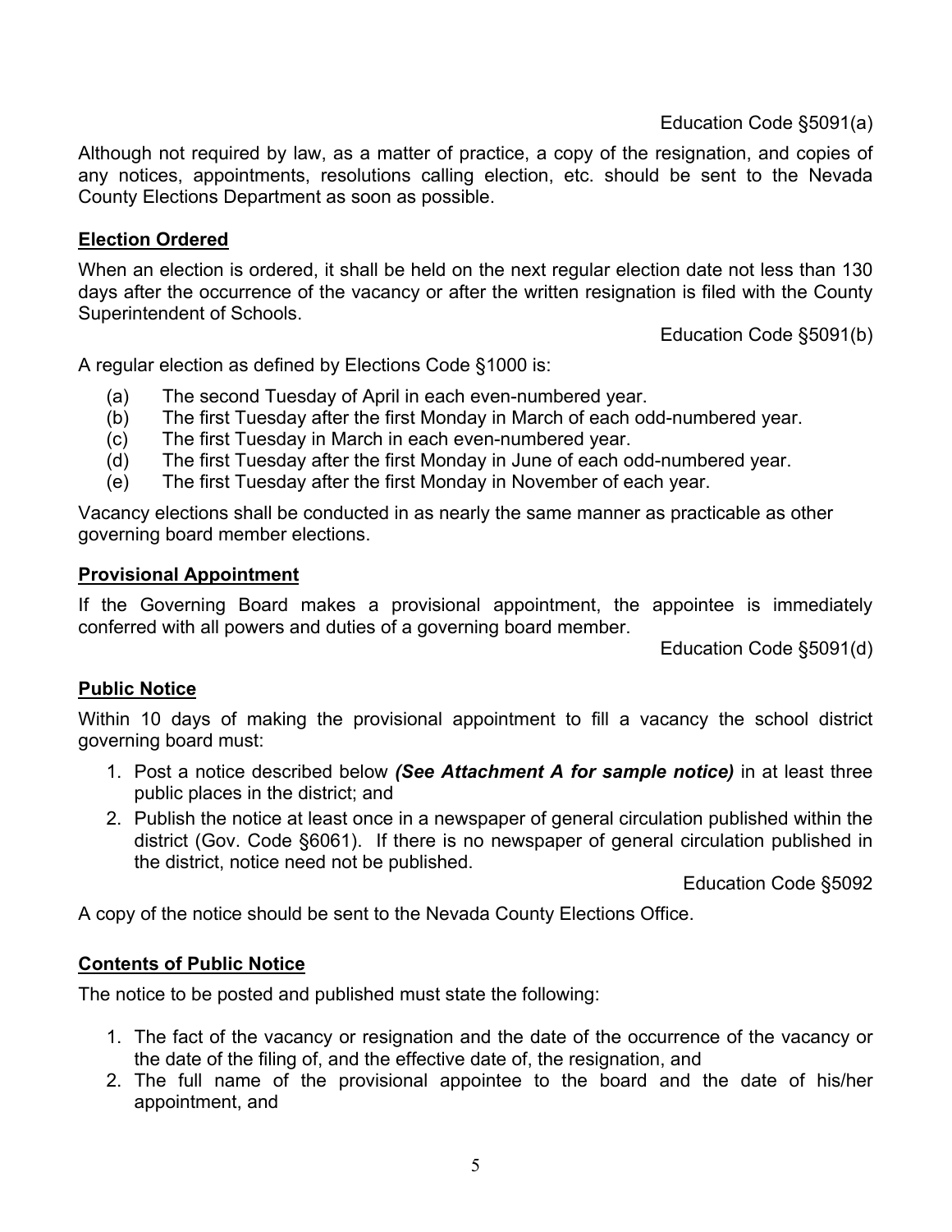Education Code §5091(a)

Although not required by law, as a matter of practice, a copy of the resignation, and copies of any notices, appointments, resolutions calling election, etc. should be sent to the Nevada County Elections Department as soon as possible.

**Election Ordered**

When an election is ordered, it shall be held on the next regular election date not less than 130 days after the occurrence of the vacancy or after the written resignation is filed with the County Superintendent of Schools.

Education Code §5091(b)

A regular election as defined by Elections Code §1000 is:

(a) The second Tuesday of April in each even-numbered year.
(b) The first Tuesday after the first Monday in March of each odd-numbered year.
(c) The first Tuesday in March in each even-numbered year.
(d) The first Tuesday after the first Monday in June of each odd-numbered year.
(e) The first Tuesday after the first Monday in November of each year.

Vacancy elections shall be conducted in as nearly the same manner as practicable as other governing board member elections.

**Provisional Appointment**

If the Governing Board makes a provisional appointment, the appointee is immediately conferred with all powers and duties of a governing board member.

Education Code §5091(d)

**Public Notice**

Within 10 days of making the provisional appointment to fill a vacancy the school district governing board must:

1. Post a notice described below ***(See Attachment A for sample notice)*** in at least three public places in the district; and
2. Publish the notice at least once in a newspaper of general circulation published within the district (Gov. Code §6061). If there is no newspaper of general circulation published in the district, notice need not be published.

Education Code §5092

A copy of the notice should be sent to the Nevada County Elections Office.

**Contents of Public Notice**

The notice to be posted and published must state the following:

1. The fact of the vacancy or resignation and the date of the occurrence of the vacancy or the date of the filing of, and the effective date of, the resignation, and
2. The full name of the provisional appointee to the board and the date of his/her appointment, and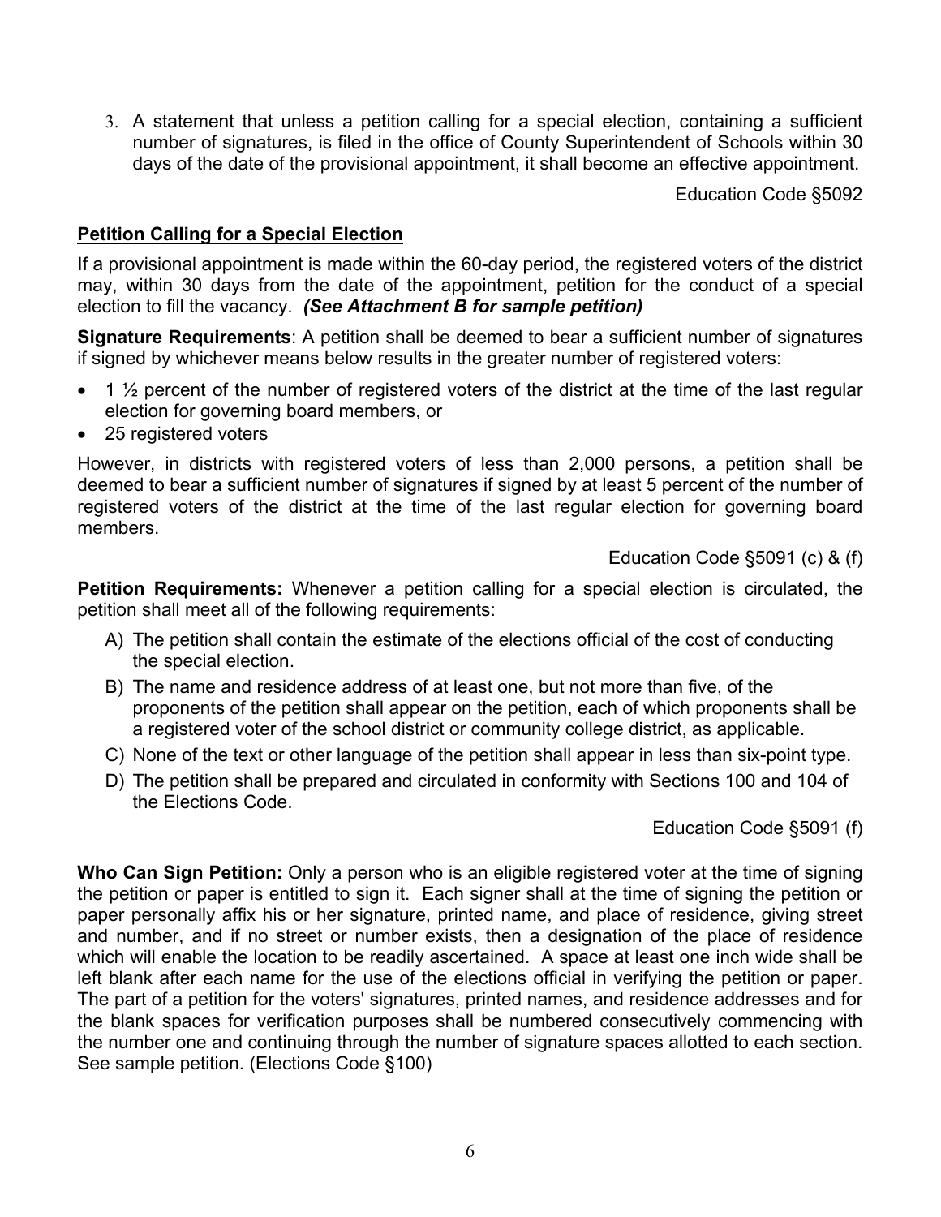3. A statement that unless a petition calling for a special election, containing a sufficient number of signatures, is filed in the office of County Superintendent of Schools within 30 days of the date of the provisional appointment, it shall become an effective appointment.

Education Code §5092

## Petition Calling for a Special Election

If a provisional appointment is made within the 60-day period, the registered voters of the district may, within 30 days from the date of the appointment, petition for the conduct of a special election to fill the vacancy. ***(See Attachment B for sample petition)***

**Signature Requirements**: A petition shall be deemed to bear a sufficient number of signatures if signed by whichever means below results in the greater number of registered voters:

- 1 ½ percent of the number of registered voters of the district at the time of the last regular election for governing board members, or
- 25 registered voters

However, in districts with registered voters of less than 2,000 persons, a petition shall be deemed to bear a sufficient number of signatures if signed by at least 5 percent of the number of registered voters of the district at the time of the last regular election for governing board members.

Education Code §5091 (c) & (f)

**Petition Requirements:** Whenever a petition calling for a special election is circulated, the petition shall meet all of the following requirements:

A) The petition shall contain the estimate of the elections official of the cost of conducting the special election.

B) The name and residence address of at least one, but not more than five, of the proponents of the petition shall appear on the petition, each of which proponents shall be a registered voter of the school district or community college district, as applicable.

C) None of the text or other language of the petition shall appear in less than six-point type.

D) The petition shall be prepared and circulated in conformity with Sections 100 and 104 of the Elections Code.

Education Code §5091 (f)

**Who Can Sign Petition:** Only a person who is an eligible registered voter at the time of signing the petition or paper is entitled to sign it. Each signer shall at the time of signing the petition or paper personally affix his or her signature, printed name, and place of residence, giving street and number, and if no street or number exists, then a designation of the place of residence which will enable the location to be readily ascertained. A space at least one inch wide shall be left blank after each name for the use of the elections official in verifying the petition or paper. The part of a petition for the voters' signatures, printed names, and residence addresses and for the blank spaces for verification purposes shall be numbered consecutively commencing with the number one and continuing through the number of signature spaces allotted to each section. See sample petition. (Elections Code §100)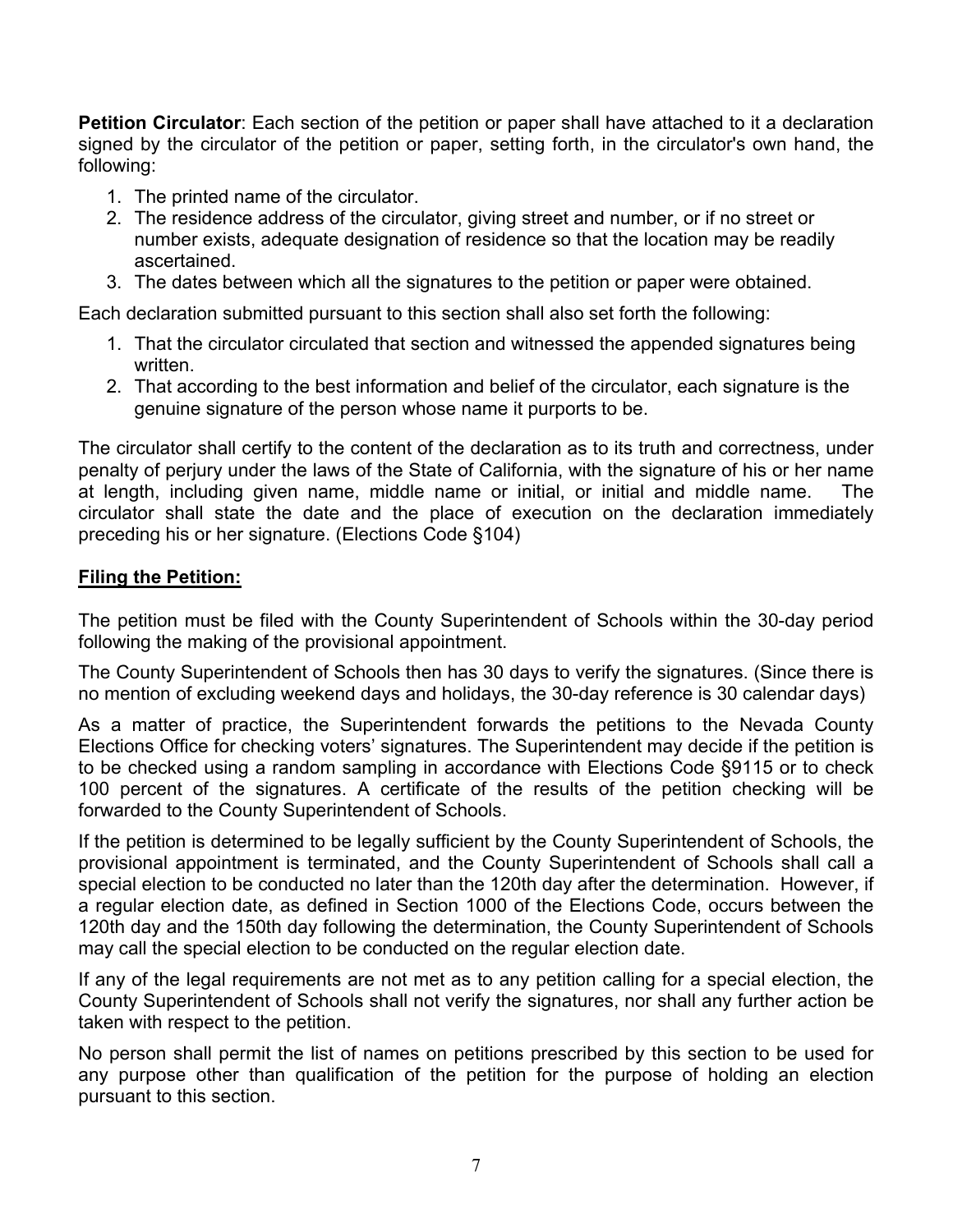**Petition Circulator**: Each section of the petition or paper shall have attached to it a declaration signed by the circulator of the petition or paper, setting forth, in the circulator's own hand, the following:

1. The printed name of the circulator.
2. The residence address of the circulator, giving street and number, or if no street or number exists, adequate designation of residence so that the location may be readily ascertained.
3. The dates between which all the signatures to the petition or paper were obtained.

Each declaration submitted pursuant to this section shall also set forth the following:

1. That the circulator circulated that section and witnessed the appended signatures being written.
2. That according to the best information and belief of the circulator, each signature is the genuine signature of the person whose name it purports to be.

The circulator shall certify to the content of the declaration as to its truth and correctness, under penalty of perjury under the laws of the State of California, with the signature of his or her name at length, including given name, middle name or initial, or initial and middle name. The circulator shall state the date and the place of execution on the declaration immediately preceding his or her signature. (Elections Code §104)

**Filing the Petition:**

The petition must be filed with the County Superintendent of Schools within the 30-day period following the making of the provisional appointment.

The County Superintendent of Schools then has 30 days to verify the signatures. (Since there is no mention of excluding weekend days and holidays, the 30-day reference is 30 calendar days)

As a matter of practice, the Superintendent forwards the petitions to the Nevada County Elections Office for checking voters' signatures. The Superintendent may decide if the petition is to be checked using a random sampling in accordance with Elections Code §9115 or to check 100 percent of the signatures. A certificate of the results of the petition checking will be forwarded to the County Superintendent of Schools.

If the petition is determined to be legally sufficient by the County Superintendent of Schools, the provisional appointment is terminated, and the County Superintendent of Schools shall call a special election to be conducted no later than the 120th day after the determination. However, if a regular election date, as defined in Section 1000 of the Elections Code, occurs between the 120th day and the 150th day following the determination, the County Superintendent of Schools may call the special election to be conducted on the regular election date.

If any of the legal requirements are not met as to any petition calling for a special election, the County Superintendent of Schools shall not verify the signatures, nor shall any further action be taken with respect to the petition.

No person shall permit the list of names on petitions prescribed by this section to be used for any purpose other than qualification of the petition for the purpose of holding an election pursuant to this section.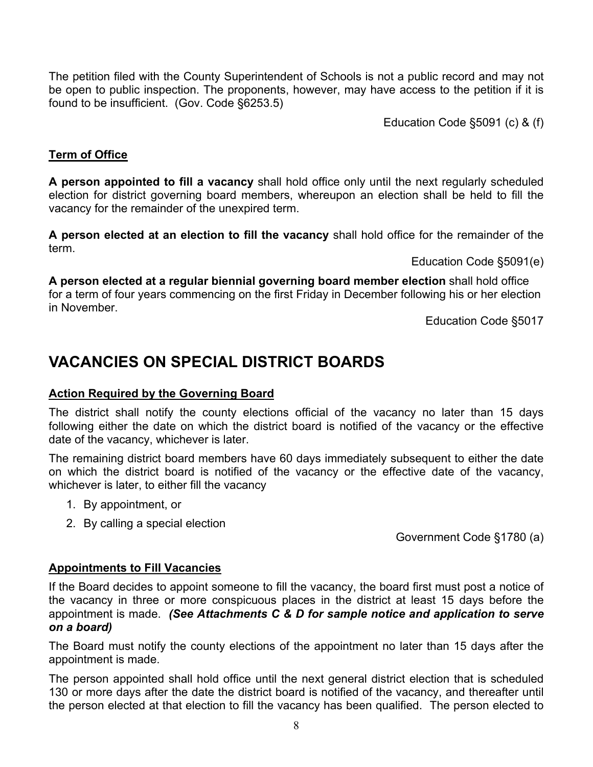The petition filed with the County Superintendent of Schools is not a public record and may not be open to public inspection. The proponents, however, may have access to the petition if it is found to be insufficient. (Gov. Code §6253.5)

Education Code §5091 (c) & (f)

### <u>Term of Office</u>

**A person appointed to fill a vacancy** shall hold office only until the next regularly scheduled election for district governing board members, whereupon an election shall be held to fill the vacancy for the remainder of the unexpired term.

**A person elected at an election to fill the vacancy** shall hold office for the remainder of the term.

Education Code §5091(e)

**A person elected at a regular biennial governing board member election** shall hold office for a term of four years commencing on the first Friday in December following his or her election in November.

Education Code §5017

## VACANCIES ON SPECIAL DISTRICT BOARDS

### <u>Action Required by the Governing Board</u>

The district shall notify the county elections official of the vacancy no later than 15 days following either the date on which the district board is notified of the vacancy or the effective date of the vacancy, whichever is later.

The remaining district board members have 60 days immediately subsequent to either the date on which the district board is notified of the vacancy or the effective date of the vacancy, whichever is later, to either fill the vacancy

1. By appointment, or
2. By calling a special election

Government Code §1780 (a)

### <u>Appointments to Fill Vacancies</u>

If the Board decides to appoint someone to fill the vacancy, the board first must post a notice of the vacancy in three or more conspicuous places in the district at least 15 days before the appointment is made. ***(See Attachments C & D for sample notice and application to serve on a board)***

The Board must notify the county elections of the appointment no later than 15 days after the appointment is made.

The person appointed shall hold office until the next general district election that is scheduled 130 or more days after the date the district board is notified of the vacancy, and thereafter until the person elected at that election to fill the vacancy has been qualified. The person elected to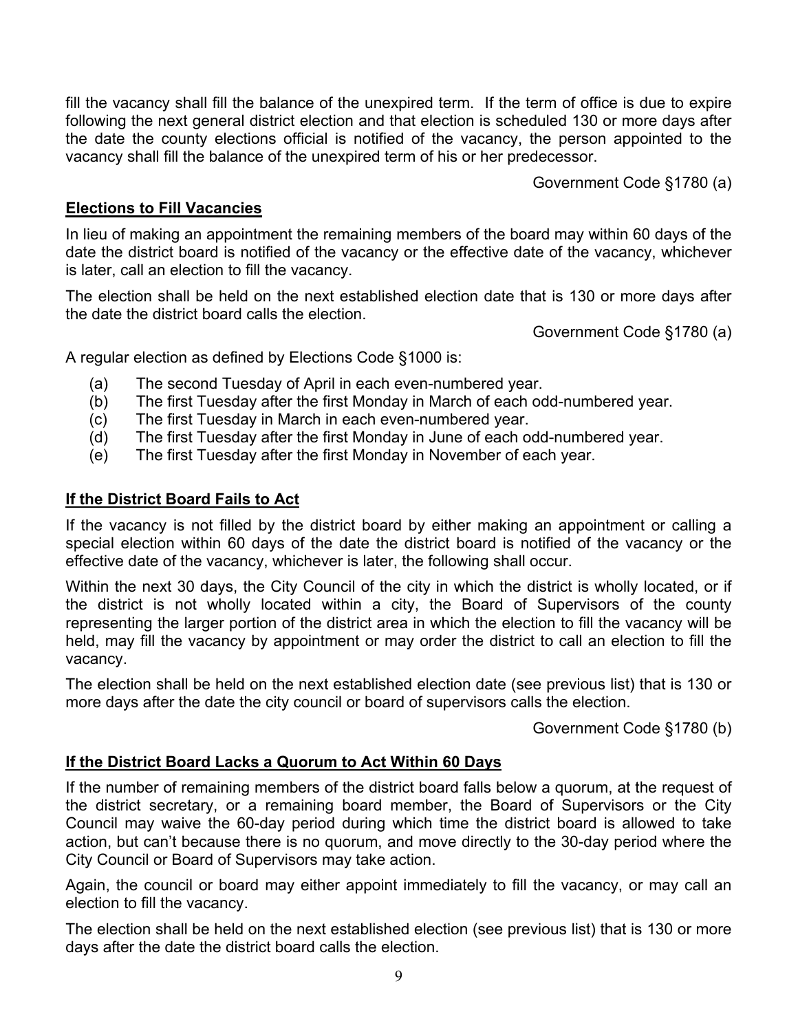fill the vacancy shall fill the balance of the unexpired term. If the term of office is due to expire following the next general district election and that election is scheduled 130 or more days after the date the county elections official is notified of the vacancy, the person appointed to the vacancy shall fill the balance of the unexpired term of his or her predecessor.

Government Code §1780 (a)

## **Elections to Fill Vacancies**

In lieu of making an appointment the remaining members of the board may within 60 days of the date the district board is notified of the vacancy or the effective date of the vacancy, whichever is later, call an election to fill the vacancy.

The election shall be held on the next established election date that is 130 or more days after the date the district board calls the election.

Government Code §1780 (a)

A regular election as defined by Elections Code §1000 is:

- (a) The second Tuesday of April in each even-numbered year.
- (b) The first Tuesday after the first Monday in March of each odd-numbered year.
- (c) The first Tuesday in March in each even-numbered year.
- (d) The first Tuesday after the first Monday in June of each odd-numbered year.
- (e) The first Tuesday after the first Monday in November of each year.

## **If the District Board Fails to Act**

If the vacancy is not filled by the district board by either making an appointment or calling a special election within 60 days of the date the district board is notified of the vacancy or the effective date of the vacancy, whichever is later, the following shall occur.

Within the next 30 days, the City Council of the city in which the district is wholly located, or if the district is not wholly located within a city, the Board of Supervisors of the county representing the larger portion of the district area in which the election to fill the vacancy will be held, may fill the vacancy by appointment or may order the district to call an election to fill the vacancy.

The election shall be held on the next established election date (see previous list) that is 130 or more days after the date the city council or board of supervisors calls the election.

Government Code §1780 (b)

## **If the District Board Lacks a Quorum to Act Within 60 Days**

If the number of remaining members of the district board falls below a quorum, at the request of the district secretary, or a remaining board member, the Board of Supervisors or the City Council may waive the 60-day period during which time the district board is allowed to take action, but can't because there is no quorum, and move directly to the 30-day period where the City Council or Board of Supervisors may take action.

Again, the council or board may either appoint immediately to fill the vacancy, or may call an election to fill the vacancy.

The election shall be held on the next established election (see previous list) that is 130 or more days after the date the district board calls the election.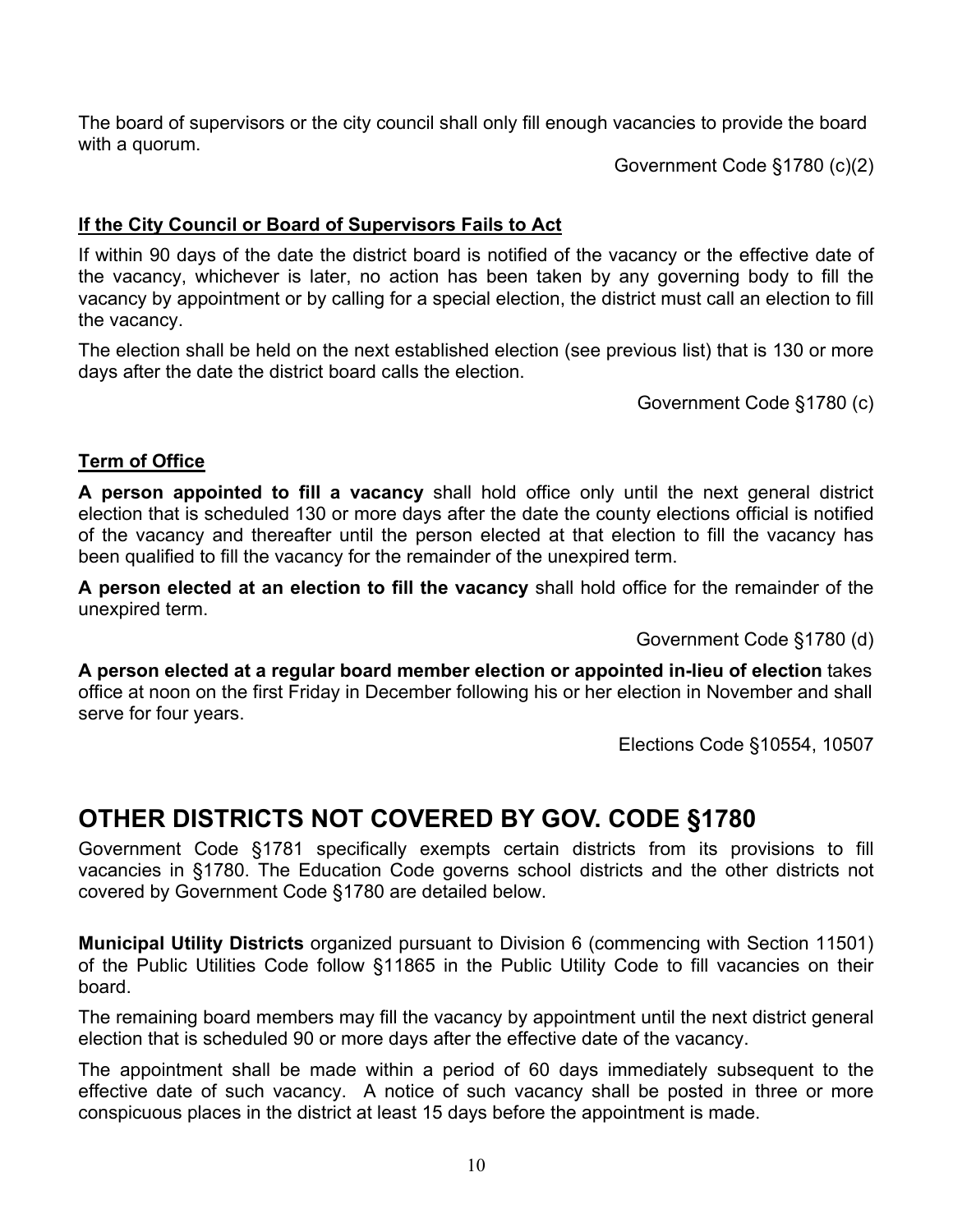The board of supervisors or the city council shall only fill enough vacancies to provide the board with a quorum.

Government Code §1780 (c)(2)

### If the City Council or Board of Supervisors Fails to Act

If within 90 days of the date the district board is notified of the vacancy or the effective date of the vacancy, whichever is later, no action has been taken by any governing body to fill the vacancy by appointment or by calling for a special election, the district must call an election to fill the vacancy.

The election shall be held on the next established election (see previous list) that is 130 or more days after the date the district board calls the election.

Government Code §1780 (c)

### Term of Office

**A person appointed to fill a vacancy** shall hold office only until the next general district election that is scheduled 130 or more days after the date the county elections official is notified of the vacancy and thereafter until the person elected at that election to fill the vacancy has been qualified to fill the vacancy for the remainder of the unexpired term.

**A person elected at an election to fill the vacancy** shall hold office for the remainder of the unexpired term.

Government Code §1780 (d)

**A person elected at a regular board member election or appointed in-lieu of election** takes office at noon on the first Friday in December following his or her election in November and shall serve for four years.

Elections Code §10554, 10507

## OTHER DISTRICTS NOT COVERED BY GOV. CODE §1780

Government Code §1781 specifically exempts certain districts from its provisions to fill vacancies in §1780. The Education Code governs school districts and the other districts not covered by Government Code §1780 are detailed below.

**Municipal Utility Districts** organized pursuant to Division 6 (commencing with Section 11501) of the Public Utilities Code follow §11865 in the Public Utility Code to fill vacancies on their board.

The remaining board members may fill the vacancy by appointment until the next district general election that is scheduled 90 or more days after the effective date of the vacancy.

The appointment shall be made within a period of 60 days immediately subsequent to the effective date of such vacancy. A notice of such vacancy shall be posted in three or more conspicuous places in the district at least 15 days before the appointment is made.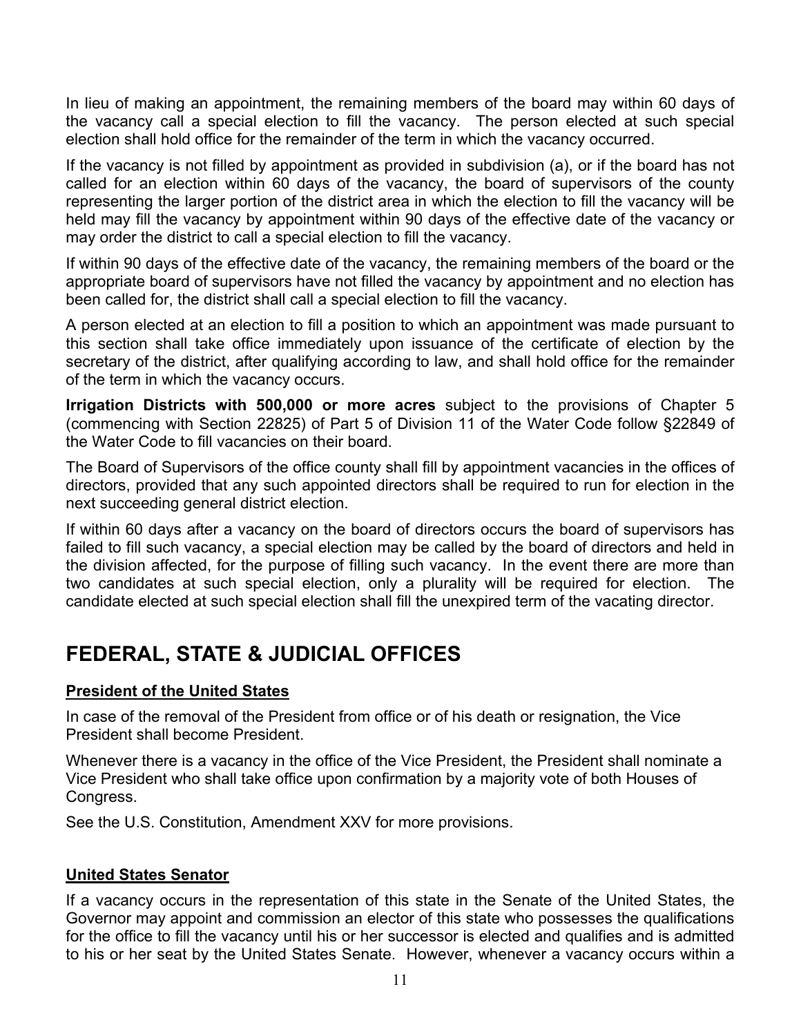In lieu of making an appointment, the remaining members of the board may within 60 days of the vacancy call a special election to fill the vacancy. The person elected at such special election shall hold office for the remainder of the term in which the vacancy occurred.

If the vacancy is not filled by appointment as provided in subdivision (a), or if the board has not called for an election within 60 days of the vacancy, the board of supervisors of the county representing the larger portion of the district area in which the election to fill the vacancy will be held may fill the vacancy by appointment within 90 days of the effective date of the vacancy or may order the district to call a special election to fill the vacancy.

If within 90 days of the effective date of the vacancy, the remaining members of the board or the appropriate board of supervisors have not filled the vacancy by appointment and no election has been called for, the district shall call a special election to fill the vacancy.

A person elected at an election to fill a position to which an appointment was made pursuant to this section shall take office immediately upon issuance of the certificate of election by the secretary of the district, after qualifying according to law, and shall hold office for the remainder of the term in which the vacancy occurs.

**Irrigation Districts with 500,000 or more acres** subject to the provisions of Chapter 5 (commencing with Section 22825) of Part 5 of Division 11 of the Water Code follow §22849 of the Water Code to fill vacancies on their board.

The Board of Supervisors of the office county shall fill by appointment vacancies in the offices of directors, provided that any such appointed directors shall be required to run for election in the next succeeding general district election.

If within 60 days after a vacancy on the board of directors occurs the board of supervisors has failed to fill such vacancy, a special election may be called by the board of directors and held in the division affected, for the purpose of filling such vacancy. In the event there are more than two candidates at such special election, only a plurality will be required for election. The candidate elected at such special election shall fill the unexpired term of the vacating director.

# FEDERAL, STATE & JUDICIAL OFFICES

**President of the United States**

In case of the removal of the President from office or of his death or resignation, the Vice President shall become President.

Whenever there is a vacancy in the office of the Vice President, the President shall nominate a Vice President who shall take office upon confirmation by a majority vote of both Houses of Congress.

See the U.S. Constitution, Amendment XXV for more provisions.

**United States Senator**

If a vacancy occurs in the representation of this state in the Senate of the United States, the Governor may appoint and commission an elector of this state who possesses the qualifications for the office to fill the vacancy until his or her successor is elected and qualifies and is admitted to his or her seat by the United States Senate. However, whenever a vacancy occurs within a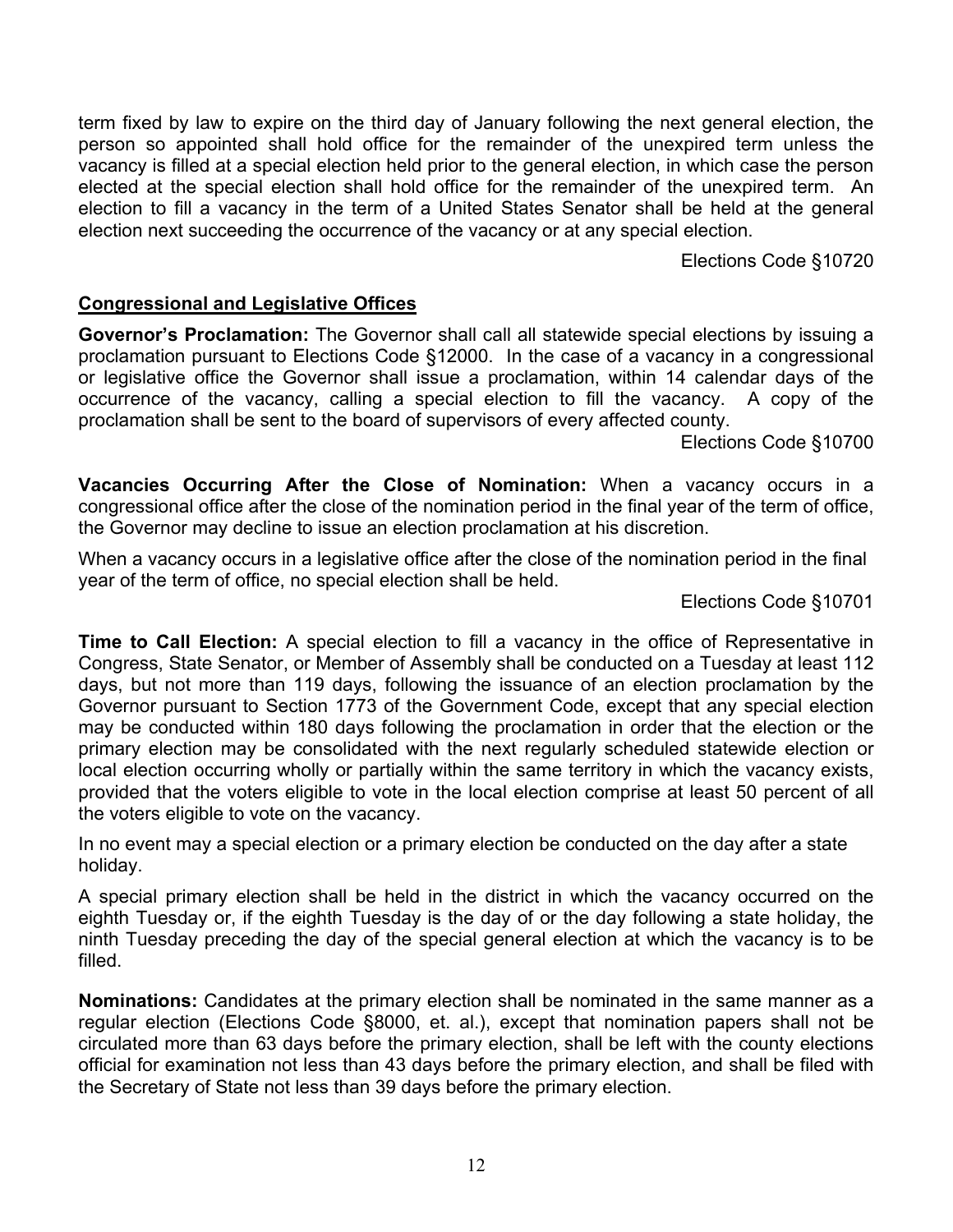term fixed by law to expire on the third day of January following the next general election, the person so appointed shall hold office for the remainder of the unexpired term unless the vacancy is filled at a special election held prior to the general election, in which case the person elected at the special election shall hold office for the remainder of the unexpired term. An election to fill a vacancy in the term of a United States Senator shall be held at the general election next succeeding the occurrence of the vacancy or at any special election.

Elections Code §10720

## Congressional and Legislative Offices

**Governor's Proclamation:** The Governor shall call all statewide special elections by issuing a proclamation pursuant to Elections Code §12000. In the case of a vacancy in a congressional or legislative office the Governor shall issue a proclamation, within 14 calendar days of the occurrence of the vacancy, calling a special election to fill the vacancy. A copy of the proclamation shall be sent to the board of supervisors of every affected county.

Elections Code §10700

**Vacancies Occurring After the Close of Nomination:** When a vacancy occurs in a congressional office after the close of the nomination period in the final year of the term of office, the Governor may decline to issue an election proclamation at his discretion.

When a vacancy occurs in a legislative office after the close of the nomination period in the final year of the term of office, no special election shall be held.

Elections Code §10701

**Time to Call Election:** A special election to fill a vacancy in the office of Representative in Congress, State Senator, or Member of Assembly shall be conducted on a Tuesday at least 112 days, but not more than 119 days, following the issuance of an election proclamation by the Governor pursuant to Section 1773 of the Government Code, except that any special election may be conducted within 180 days following the proclamation in order that the election or the primary election may be consolidated with the next regularly scheduled statewide election or local election occurring wholly or partially within the same territory in which the vacancy exists, provided that the voters eligible to vote in the local election comprise at least 50 percent of all the voters eligible to vote on the vacancy.

In no event may a special election or a primary election be conducted on the day after a state holiday.

A special primary election shall be held in the district in which the vacancy occurred on the eighth Tuesday or, if the eighth Tuesday is the day of or the day following a state holiday, the ninth Tuesday preceding the day of the special general election at which the vacancy is to be filled.

**Nominations:** Candidates at the primary election shall be nominated in the same manner as a regular election (Elections Code §8000, et. al.), except that nomination papers shall not be circulated more than 63 days before the primary election, shall be left with the county elections official for examination not less than 43 days before the primary election, and shall be filed with the Secretary of State not less than 39 days before the primary election.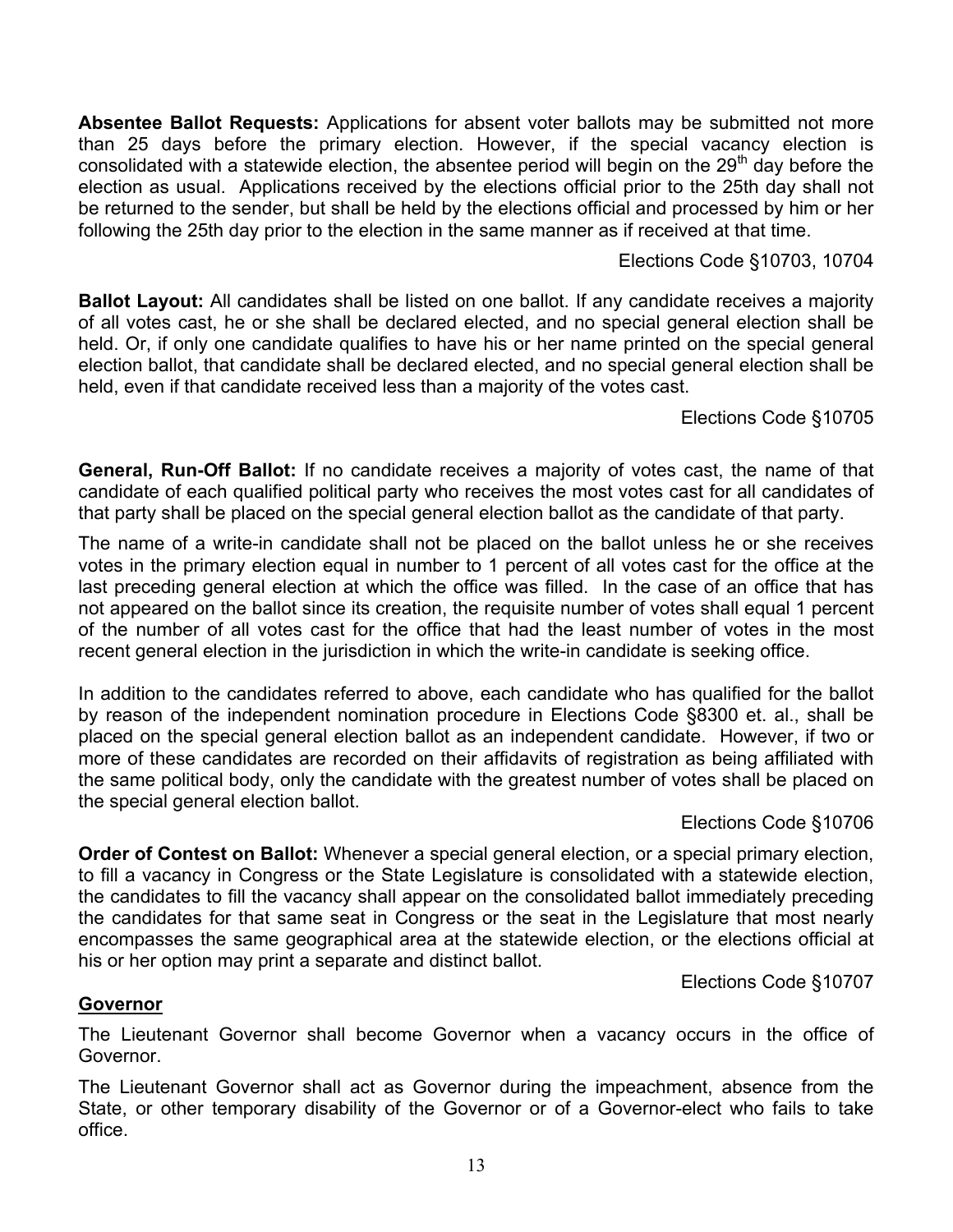**Absentee Ballot Requests:** Applications for absent voter ballots may be submitted not more than 25 days before the primary election. However, if the special vacancy election is consolidated with a statewide election, the absentee period will begin on the 29th day before the election as usual. Applications received by the elections official prior to the 25th day shall not be returned to the sender, but shall be held by the elections official and processed by him or her following the 25th day prior to the election in the same manner as if received at that time.

Elections Code §10703, 10704

**Ballot Layout:** All candidates shall be listed on one ballot. If any candidate receives a majority of all votes cast, he or she shall be declared elected, and no special general election shall be held. Or, if only one candidate qualifies to have his or her name printed on the special general election ballot, that candidate shall be declared elected, and no special general election shall be held, even if that candidate received less than a majority of the votes cast.

Elections Code §10705

**General, Run-Off Ballot:** If no candidate receives a majority of votes cast, the name of that candidate of each qualified political party who receives the most votes cast for all candidates of that party shall be placed on the special general election ballot as the candidate of that party.

The name of a write-in candidate shall not be placed on the ballot unless he or she receives votes in the primary election equal in number to 1 percent of all votes cast for the office at the last preceding general election at which the office was filled. In the case of an office that has not appeared on the ballot since its creation, the requisite number of votes shall equal 1 percent of the number of all votes cast for the office that had the least number of votes in the most recent general election in the jurisdiction in which the write-in candidate is seeking office.

In addition to the candidates referred to above, each candidate who has qualified for the ballot by reason of the independent nomination procedure in Elections Code §8300 et. al., shall be placed on the special general election ballot as an independent candidate. However, if two or more of these candidates are recorded on their affidavits of registration as being affiliated with the same political body, only the candidate with the greatest number of votes shall be placed on the special general election ballot.

Elections Code §10706

**Order of Contest on Ballot:** Whenever a special general election, or a special primary election, to fill a vacancy in Congress or the State Legislature is consolidated with a statewide election, the candidates to fill the vacancy shall appear on the consolidated ballot immediately preceding the candidates for that same seat in Congress or the seat in the Legislature that most nearly encompasses the same geographical area at the statewide election, or the elections official at his or her option may print a separate and distinct ballot.

Elections Code §10707

## Governor

The Lieutenant Governor shall become Governor when a vacancy occurs in the office of Governor.

The Lieutenant Governor shall act as Governor during the impeachment, absence from the State, or other temporary disability of the Governor or of a Governor-elect who fails to take office.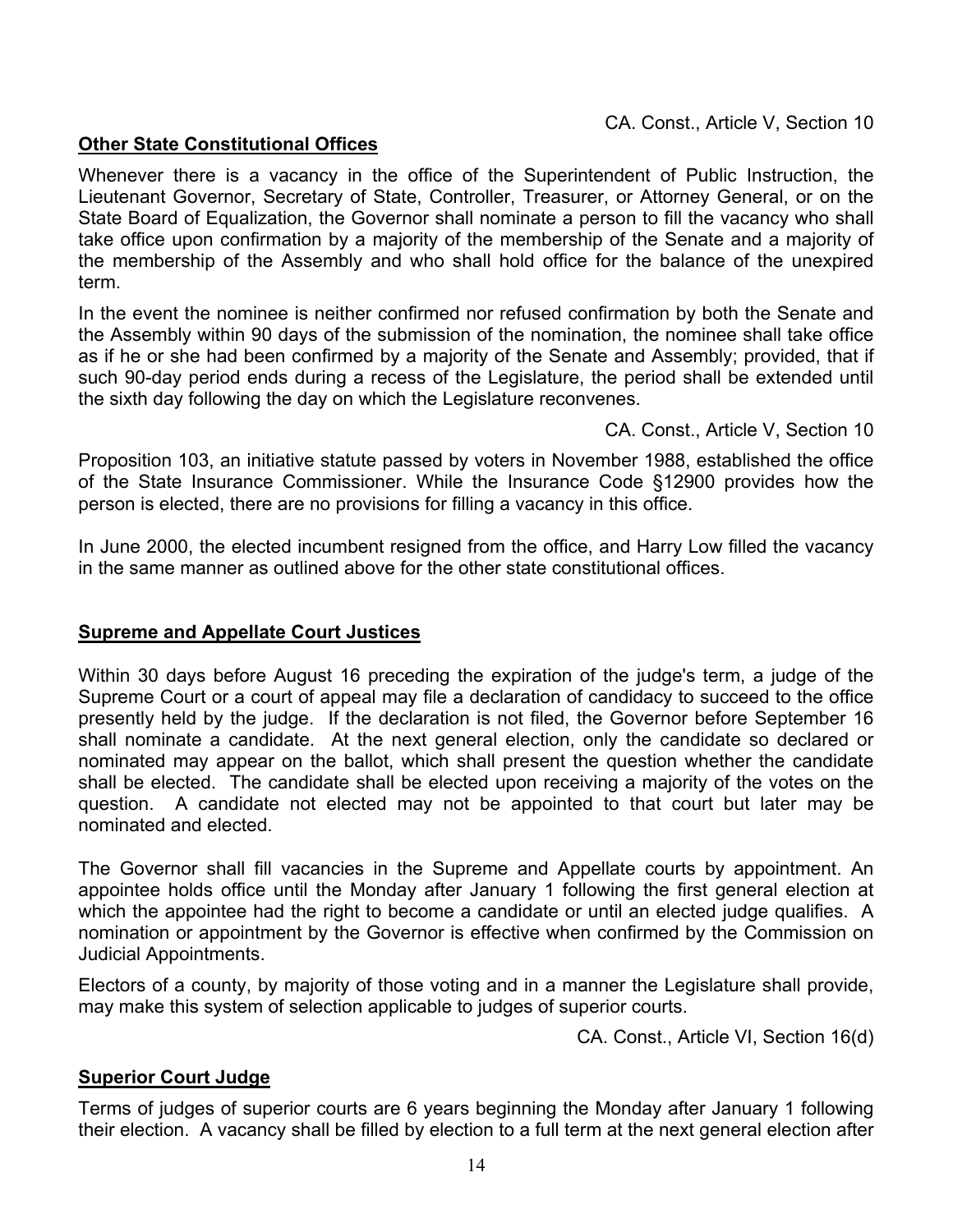CA. Const., Article V, Section 10

**Other State Constitutional Offices**

Whenever there is a vacancy in the office of the Superintendent of Public Instruction, the Lieutenant Governor, Secretary of State, Controller, Treasurer, or Attorney General, or on the State Board of Equalization, the Governor shall nominate a person to fill the vacancy who shall take office upon confirmation by a majority of the membership of the Senate and a majority of the membership of the Assembly and who shall hold office for the balance of the unexpired term.

In the event the nominee is neither confirmed nor refused confirmation by both the Senate and the Assembly within 90 days of the submission of the nomination, the nominee shall take office as if he or she had been confirmed by a majority of the Senate and Assembly; provided, that if such 90-day period ends during a recess of the Legislature, the period shall be extended until the sixth day following the day on which the Legislature reconvenes.

CA. Const., Article V, Section 10

Proposition 103, an initiative statute passed by voters in November 1988, established the office of the State Insurance Commissioner. While the Insurance Code §12900 provides how the person is elected, there are no provisions for filling a vacancy in this office.

In June 2000, the elected incumbent resigned from the office, and Harry Low filled the vacancy in the same manner as outlined above for the other state constitutional offices.

**Supreme and Appellate Court Justices**

Within 30 days before August 16 preceding the expiration of the judge's term, a judge of the Supreme Court or a court of appeal may file a declaration of candidacy to succeed to the office presently held by the judge. If the declaration is not filed, the Governor before September 16 shall nominate a candidate. At the next general election, only the candidate so declared or nominated may appear on the ballot, which shall present the question whether the candidate shall be elected. The candidate shall be elected upon receiving a majority of the votes on the question. A candidate not elected may not be appointed to that court but later may be nominated and elected.

The Governor shall fill vacancies in the Supreme and Appellate courts by appointment. An appointee holds office until the Monday after January 1 following the first general election at which the appointee had the right to become a candidate or until an elected judge qualifies. A nomination or appointment by the Governor is effective when confirmed by the Commission on Judicial Appointments.

Electors of a county, by majority of those voting and in a manner the Legislature shall provide, may make this system of selection applicable to judges of superior courts.

CA. Const., Article VI, Section 16(d)

**Superior Court Judge**

Terms of judges of superior courts are 6 years beginning the Monday after January 1 following their election. A vacancy shall be filled by election to a full term at the next general election after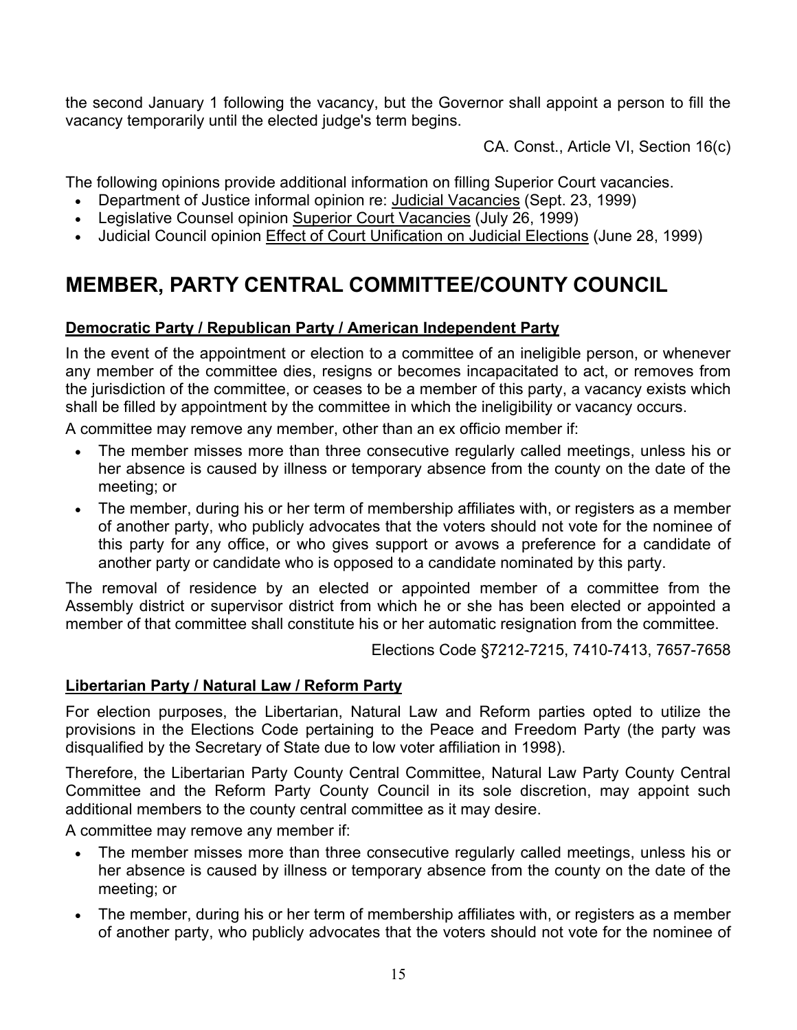the second January 1 following the vacancy, but the Governor shall appoint a person to fill the vacancy temporarily until the elected judge's term begins.

CA. Const., Article VI, Section 16(c)

The following opinions provide additional information on filling Superior Court vacancies.

- Department of Justice informal opinion re: Judicial Vacancies (Sept. 23, 1999)
- Legislative Counsel opinion Superior Court Vacancies (July 26, 1999)
- Judicial Council opinion Effect of Court Unification on Judicial Elections (June 28, 1999)

# MEMBER, PARTY CENTRAL COMMITTEE/COUNTY COUNCIL

**Democratic Party / Republican Party / American Independent Party**

In the event of the appointment or election to a committee of an ineligible person, or whenever any member of the committee dies, resigns or becomes incapacitated to act, or removes from the jurisdiction of the committee, or ceases to be a member of this party, a vacancy exists which shall be filled by appointment by the committee in which the ineligibility or vacancy occurs.

A committee may remove any member, other than an ex officio member if:

- The member misses more than three consecutive regularly called meetings, unless his or her absence is caused by illness or temporary absence from the county on the date of the meeting; or
- The member, during his or her term of membership affiliates with, or registers as a member of another party, who publicly advocates that the voters should not vote for the nominee of this party for any office, or who gives support or avows a preference for a candidate of another party or candidate who is opposed to a candidate nominated by this party.

The removal of residence by an elected or appointed member of a committee from the Assembly district or supervisor district from which he or she has been elected or appointed a member of that committee shall constitute his or her automatic resignation from the committee.

Elections Code §7212-7215, 7410-7413, 7657-7658

**Libertarian Party / Natural Law / Reform Party**

For election purposes, the Libertarian, Natural Law and Reform parties opted to utilize the provisions in the Elections Code pertaining to the Peace and Freedom Party (the party was disqualified by the Secretary of State due to low voter affiliation in 1998).

Therefore, the Libertarian Party County Central Committee, Natural Law Party County Central Committee and the Reform Party County Council in its sole discretion, may appoint such additional members to the county central committee as it may desire.

A committee may remove any member if:

- The member misses more than three consecutive regularly called meetings, unless his or her absence is caused by illness or temporary absence from the county on the date of the meeting; or
- The member, during his or her term of membership affiliates with, or registers as a member of another party, who publicly advocates that the voters should not vote for the nominee of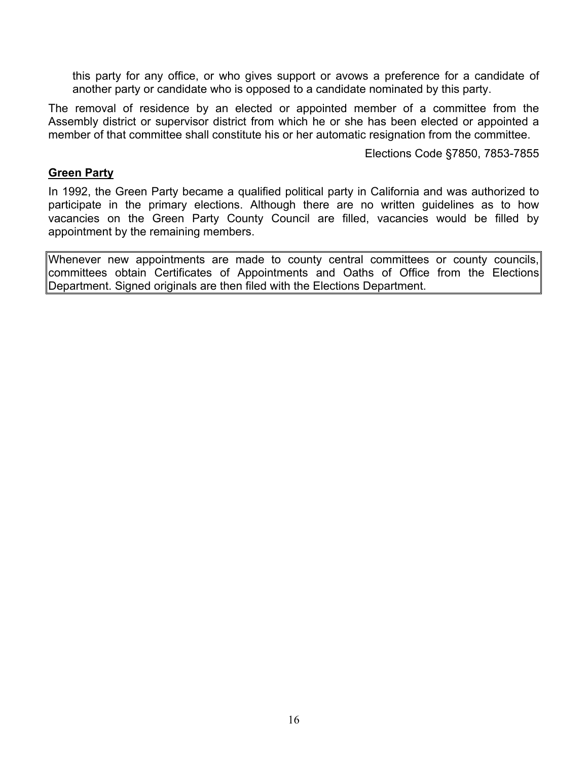this party for any office, or who gives support or avows a preference for a candidate of another party or candidate who is opposed to a candidate nominated by this party.

The removal of residence by an elected or appointed member of a committee from the Assembly district or supervisor district from which he or she has been elected or appointed a member of that committee shall constitute his or her automatic resignation from the committee.

Elections Code §7850, 7853-7855

**Green Party**

In 1992, the Green Party became a qualified political party in California and was authorized to participate in the primary elections. Although there are no written guidelines as to how vacancies on the Green Party County Council are filled, vacancies would be filled by appointment by the remaining members.

> Whenever new appointments are made to county central committees or county councils, committees obtain Certificates of Appointments and Oaths of Office from the Elections Department. Signed originals are then filed with the Elections Department.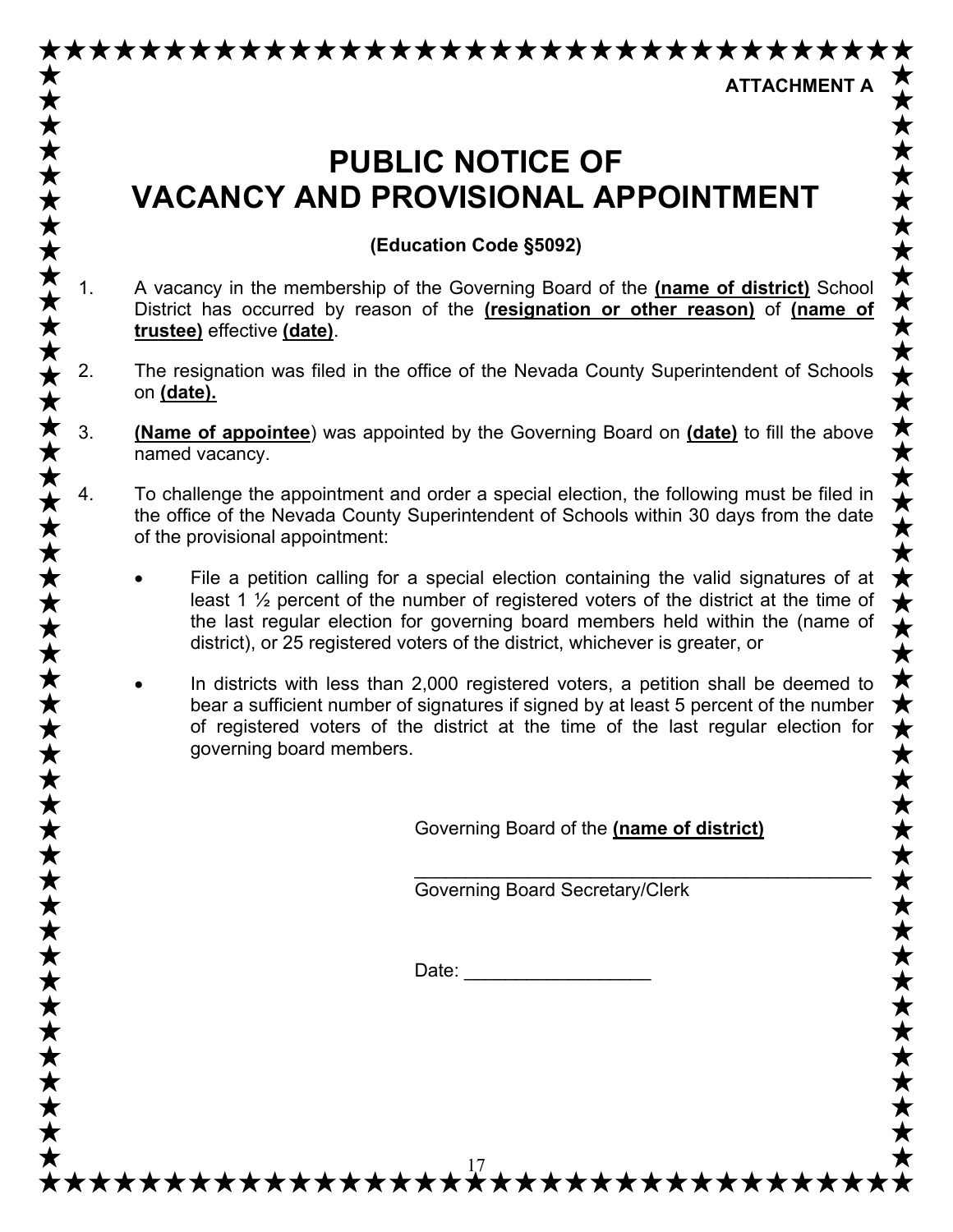ATTACHMENT A

# PUBLIC NOTICE OF VACANCY AND PROVISIONAL APPOINTMENT

**(Education Code §5092)**

1. A vacancy in the membership of the Governing Board of the **(name of district)** School District has occurred by reason of the **(resignation or other reason)** of **(name of trustee)** effective **(date)**.

2. The resignation was filed in the office of the Nevada County Superintendent of Schools on **(date).**

3. **(Name of appointee**) was appointed by the Governing Board on **(date)** to fill the above named vacancy.

4. To challenge the appointment and order a special election, the following must be filed in the office of the Nevada County Superintendent of Schools within 30 days from the date of the provisional appointment:

   - File a petition calling for a special election containing the valid signatures of at least 1 ½ percent of the number of registered voters of the district at the time of the last regular election for governing board members held within the (name of district), or 25 registered voters of the district, whichever is greater, or

   - In districts with less than 2,000 registered voters, a petition shall be deemed to bear a sufficient number of signatures if signed by at least 5 percent of the number of registered voters of the district at the time of the last regular election for governing board members.

Governing Board of the **(name of district)**

_____________________________________________
Governing Board Secretary/Clerk

Date: __________________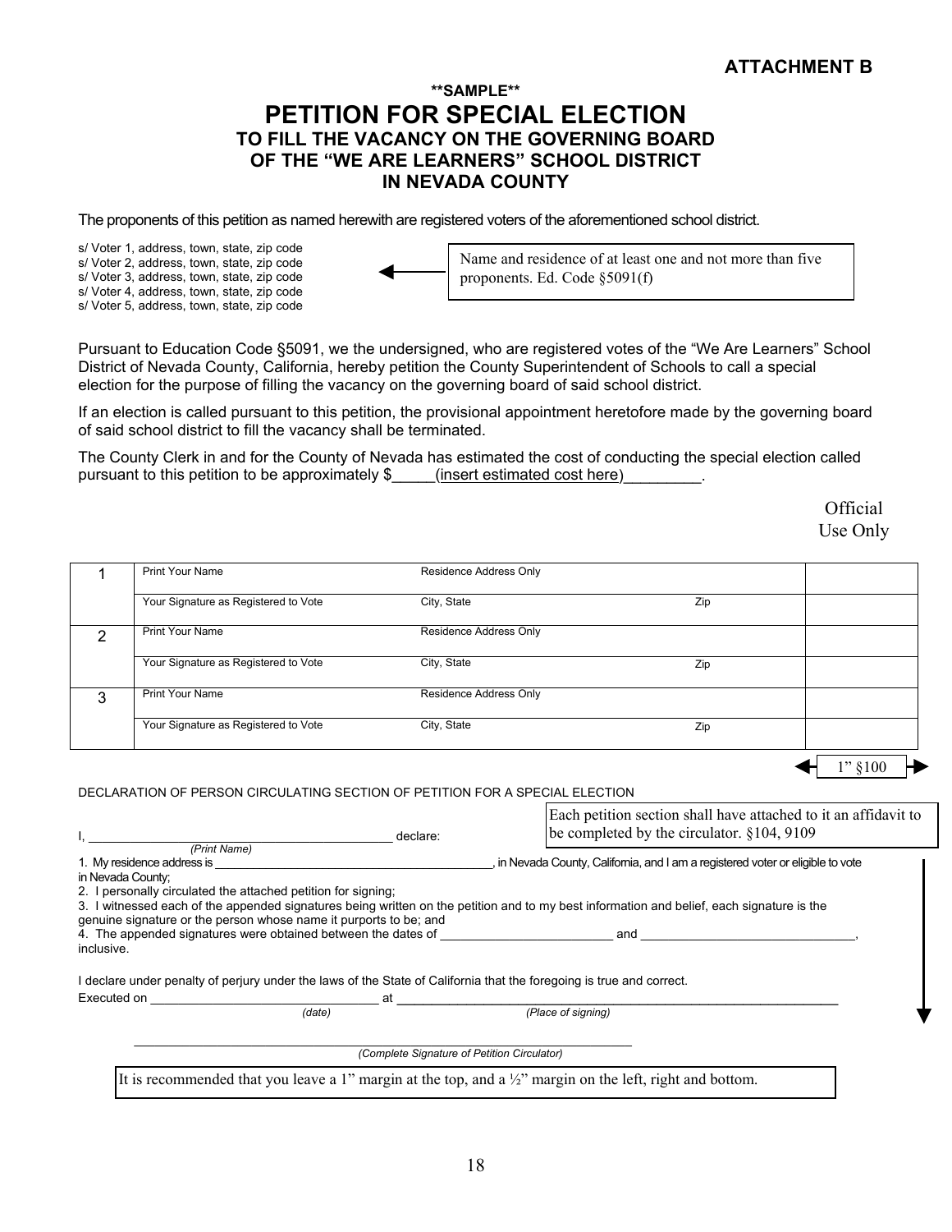**ATTACHMENT B**

**\*\*SAMPLE\*\***

# PETITION FOR SPECIAL ELECTION

## TO FILL THE VACANCY ON THE GOVERNING BOARD OF THE "WE ARE LEARNERS" SCHOOL DISTRICT IN NEVADA COUNTY

The proponents of this petition as named herewith are registered voters of the aforementioned school district.

s/ Voter 1, address, town, state, zip code
s/ Voter 2, address, town, state, zip code
s/ Voter 3, address, town, state, zip code
s/ Voter 4, address, town, state, zip code
s/ Voter 5, address, town, state, zip code

← Name and residence of at least one and not more than five proponents. Ed. Code §5091(f)

Pursuant to Education Code §5091, we the undersigned, who are registered votes of the "We Are Learners" School District of Nevada County, California, hereby petition the County Superintendent of Schools to call a special election for the purpose of filling the vacancy on the governing board of said school district.

If an election is called pursuant to this petition, the provisional appointment heretofore made by the governing board of said school district to fill the vacancy shall be terminated.

The County Clerk in and for the County of Nevada has estimated the cost of conducting the special election called pursuant to this petition to be approximately $_____(insert estimated cost here)_________.

Official Use Only

| | | | | |
|---|---|---|---|---|
| 1 | Print Your Name | Residence Address Only | | |
| | Your Signature as Registered to Vote | City, State | Zip | |
| 2 | Print Your Name | Residence Address Only | | |
| | Your Signature as Registered to Vote | City, State | Zip | |
| 3 | Print Your Name | Residence Address Only | | |
| | Your Signature as Registered to Vote | City, State | Zip | |

← 1" §100 →

DECLARATION OF PERSON CIRCULATING SECTION OF PETITION FOR A SPECIAL ELECTION

Each petition section shall have attached to it an affidavit to be completed by the circulator. §104, 9109

I, ___________________________________________ declare:
*(Print Name)*

1. My residence address is __________________________________________, in Nevada County, California, and I am a registered voter or eligible to vote in Nevada County;
2. I personally circulated the attached petition for signing;
3. I witnessed each of the appended signatures being written on the petition and to my best information and belief, each signature is the genuine signature or the person whose name it purports to be; and
4. The appended signatures were obtained between the dates of _________________________ and _______________________________, inclusive.

I declare under penalty of perjury under the laws of the State of California that the foregoing is true and correct.

Executed on _________________________________ at _______________________________________________________________
*(date)* *(Place of signing)*

_______________________________________________________________
*(Complete Signature of Petition Circulator)*

It is recommended that you leave a 1" margin at the top, and a ½" margin on the left, right and bottom.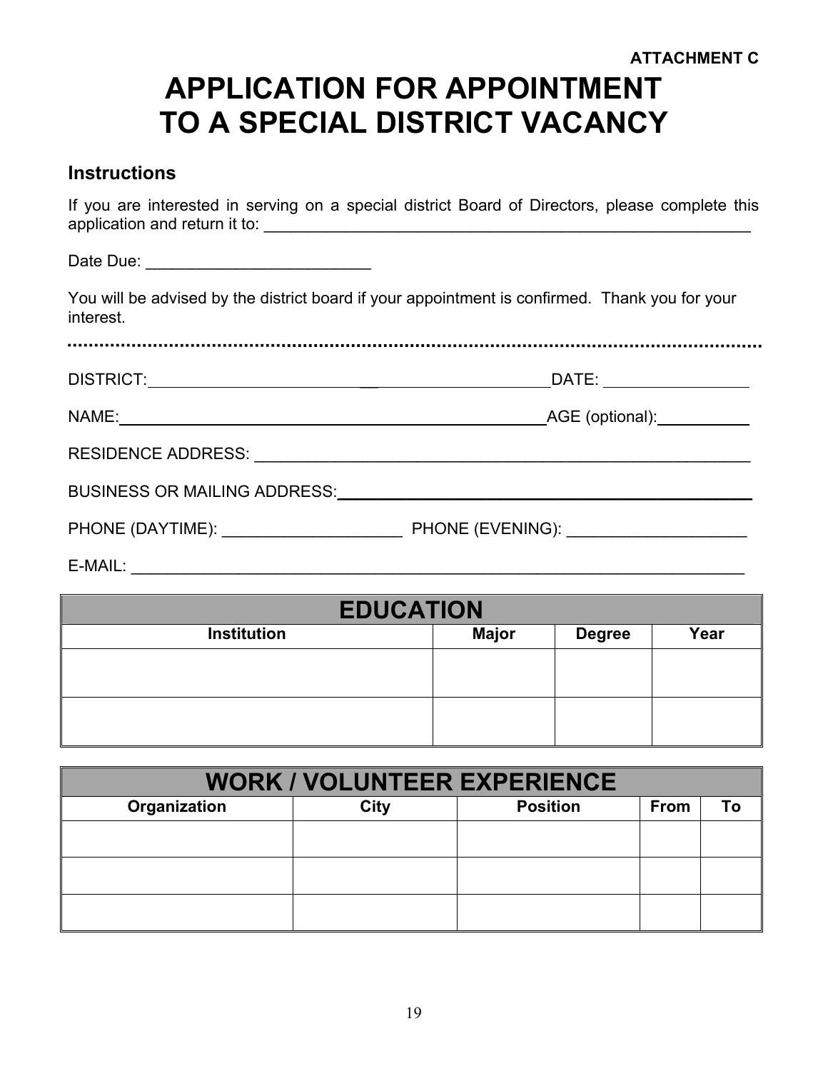**ATTACHMENT C**

# APPLICATION FOR APPOINTMENT TO A SPECIAL DISTRICT VACANCY

## Instructions

If you are interested in serving on a special district Board of Directors, please complete this application and return it to: ___________________________________________________________

Date Due: __________________________

You will be advised by the district board if your appointment is confirmed. Thank you for your interest.

---

DISTRICT: ____________________________________________ DATE: ________________

NAME: ____________________________________________________ AGE (optional): __________

RESIDENCE ADDRESS: ___________________________________________________________

BUSINESS OR MAILING ADDRESS: ___________________________________________________

PHONE (DAYTIME): ____________________ PHONE (EVENING): ____________________

E-MAIL: _______________________________________________________________________

| EDUCATION | | | |
|---|---|---|---|
| **Institution** | **Major** | **Degree** | **Year** |
| | | | |
| | | | |

| WORK / VOLUNTEER EXPERIENCE | | | | |
|---|---|---|---|---|
| **Organization** | **City** | **Position** | **From** | **To** |
| | | | | |
| | | | | |
| | | | | |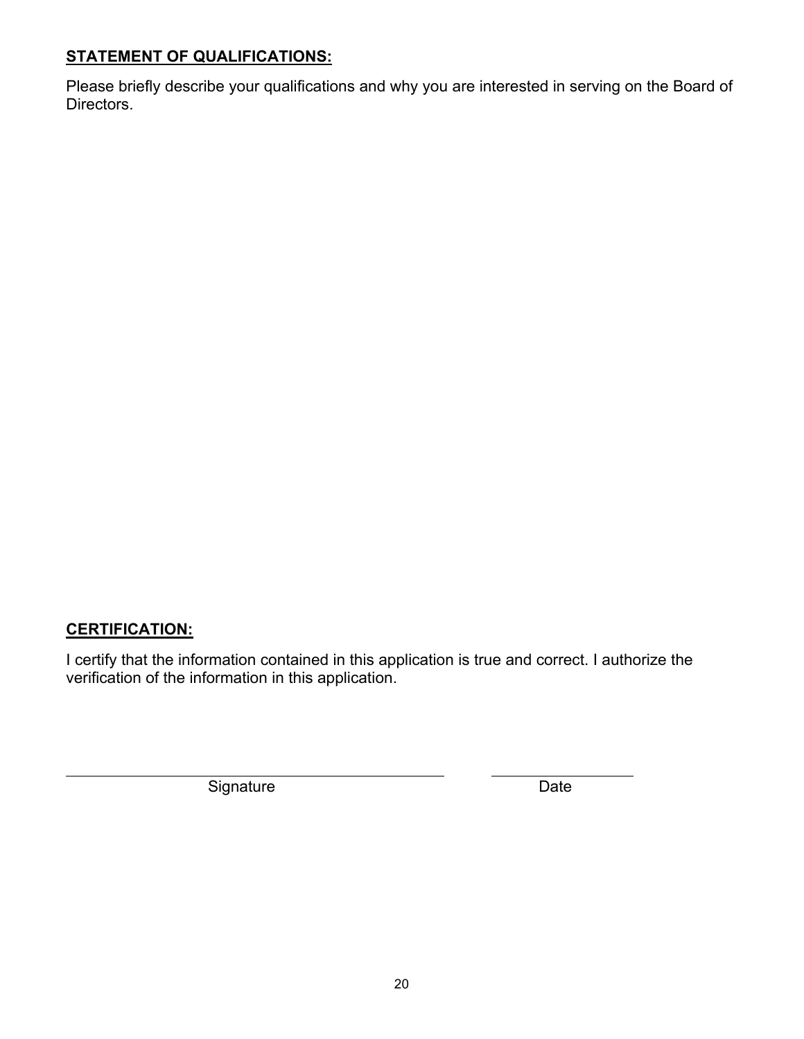**STATEMENT OF QUALIFICATIONS:**

Please briefly describe your qualifications and why you are interested in serving on the Board of Directors.

**CERTIFICATION:**

I certify that the information contained in this application is true and correct. I authorize the verification of the information in this application.

\_\_\_\_\_\_\_\_\_\_\_\_\_\_\_\_\_\_\_\_\_\_\_\_\_\_\_\_\_\_\_\_\_\_\_\_\_\_\_\_ \_\_\_\_\_\_\_\_\_\_\_\_\_\_\_\_\_\_\_\_

Signature Date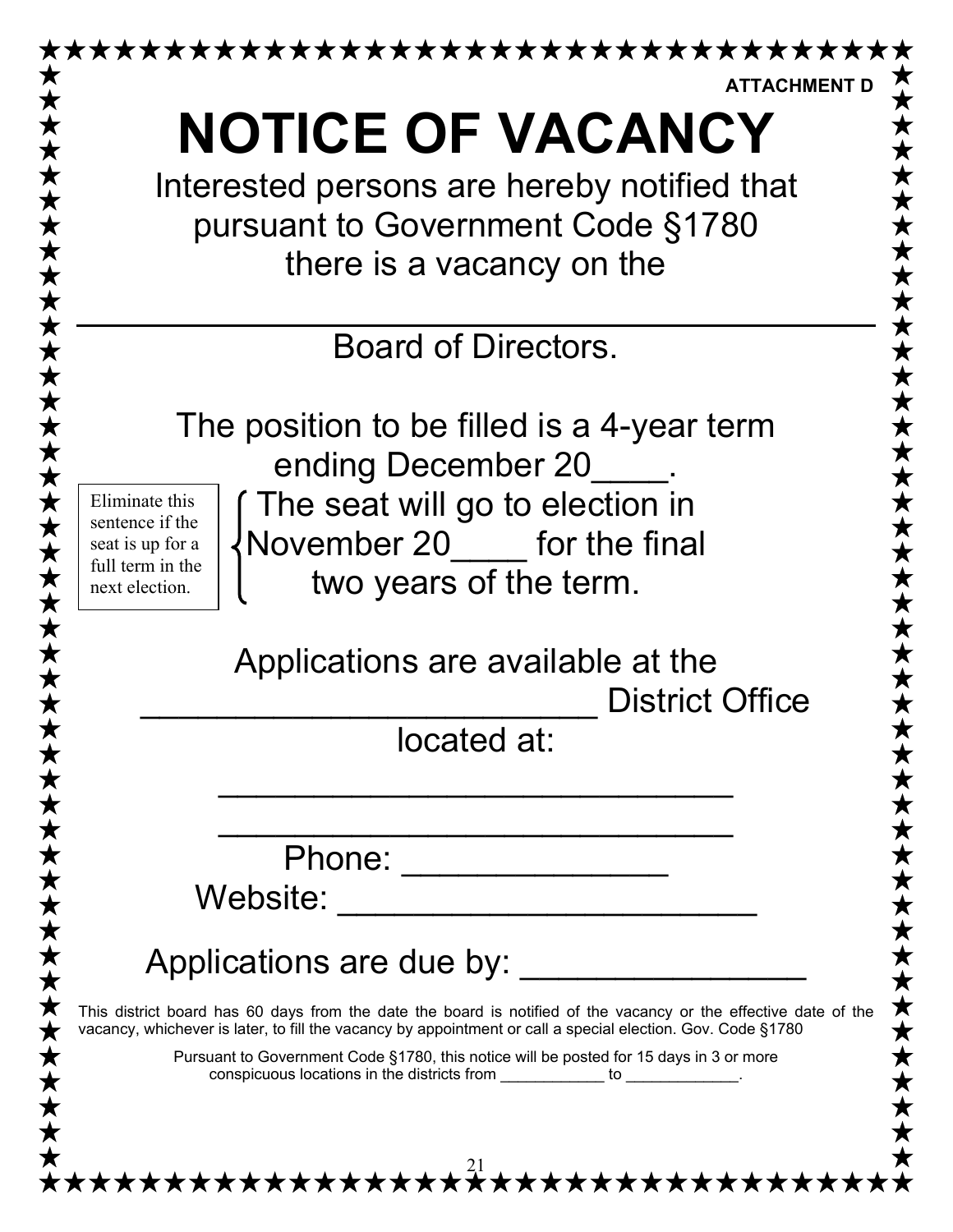ATTACHMENT D

# NOTICE OF VACANCY

Interested persons are hereby notified that pursuant to Government Code §1780 there is a vacancy on the

\_\_\_\_\_\_\_\_\_\_\_\_\_\_\_\_\_\_\_\_\_\_\_\_\_\_\_\_\_\_\_\_\_\_\_\_\_\_\_\_

Board of Directors.

The position to be filled is a 4-year term ending December 20\_\_\_\_.

Eliminate this sentence if the seat is up for a full term in the next election.

The seat will go to election in November 20\_\_\_\_ for the final two years of the term.

Applications are available at the \_\_\_\_\_\_\_\_\_\_\_\_\_\_\_\_\_\_\_\_\_\_\_\_ District Office located at:

\_\_\_\_\_\_\_\_\_\_\_\_\_\_\_\_\_\_\_\_\_\_\_\_\_\_\_\_

\_\_\_\_\_\_\_\_\_\_\_\_\_\_\_\_\_\_\_\_\_\_\_\_\_\_\_\_

Phone: \_\_\_\_\_\_\_\_\_\_\_\_\_\_\_

Website: \_\_\_\_\_\_\_\_\_\_\_\_\_\_\_\_\_\_\_\_\_\_\_

Applications are due by: \_\_\_\_\_\_\_\_\_\_\_\_\_\_\_\_

This district board has 60 days from the date the board is notified of the vacancy or the effective date of the vacancy, whichever is later, to fill the vacancy by appointment or call a special election. Gov. Code §1780

Pursuant to Government Code §1780, this notice will be posted for 15 days in 3 or more conspicuous locations in the districts from \_\_\_\_\_\_\_\_\_\_\_ to \_\_\_\_\_\_\_\_\_\_\_\_.